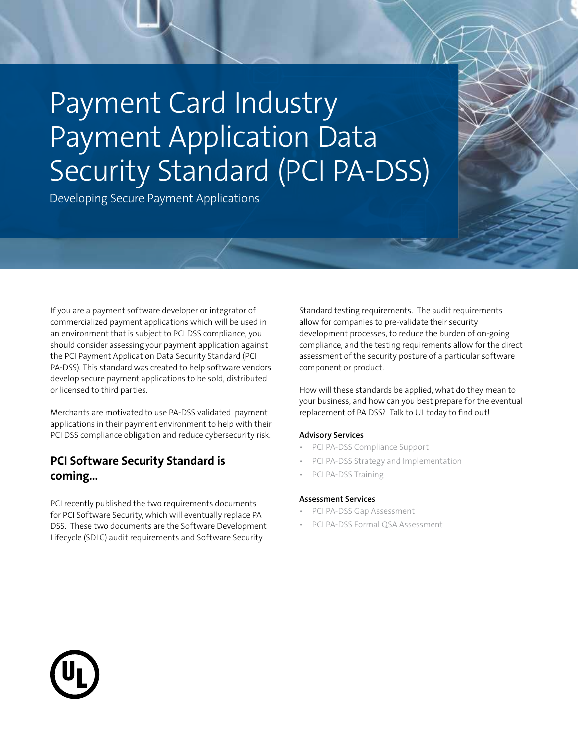# Payment Card Industry Payment Application Data Security Standard (PCI PA-DSS)

Developing Secure Payment Applications

If you are a payment software developer or integrator of commercialized payment applications which will be used in an environment that is subject to PCI DSS compliance, you should consider assessing your payment application against the PCI Payment Application Data Security Standard (PCI PA-DSS). This standard was created to help software vendors develop secure payment applications to be sold, distributed or licensed to third parties.

Merchants are motivated to use PA-DSS validated payment applications in their payment environment to help with their PCI DSS compliance obligation and reduce cybersecurity risk.

## PCI Software Security Standard is coming...

PCI recently published the two requirements documents for PCI Software Security, which will eventually replace PA DSS. These two documents are the Software Development Lifecycle (SDLC) audit requirements and Software Security Standard testing requirements. The audit requirements allow for companies to pre-validate their security development processes, to reduce the burden of on-going compliance, and the testing requirements allow for the direct assessment of the security posture of a particular software component or product.

How will these standards be applied, what do they mean to your business, and how can you best prepare for the eventual replacement of PA DSS? Talk to UL today to find out!

**Advisory Services**

- PCI PA-DSS Compliance Support
- PCI PA-DSS Strategy and Implementation
- PCI PA-DSS Training

**Assessment Services**

- PCI PA-DSS Gap Assessment
- PCI PA-DSS Formal QSA Assessment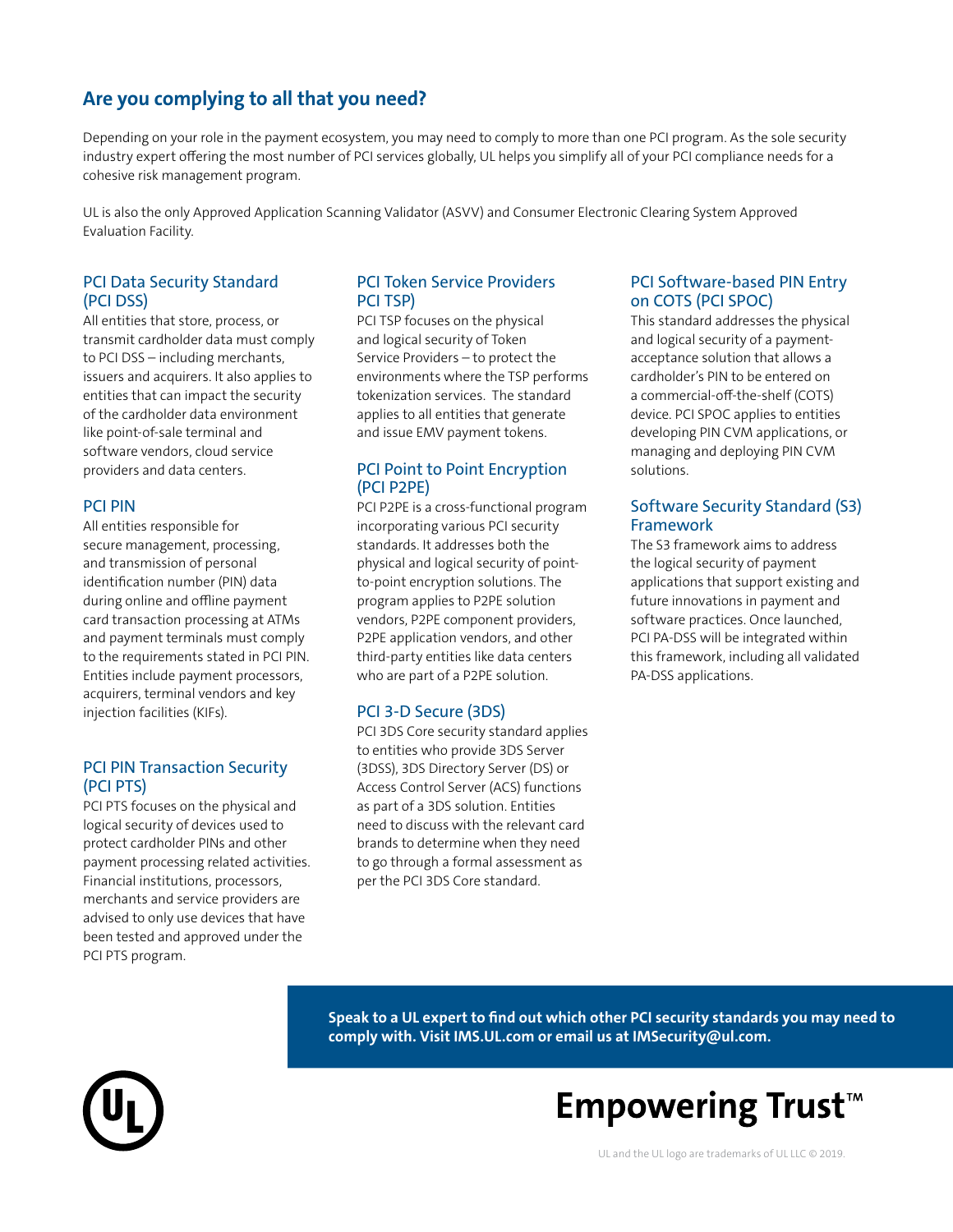## Are you complying to all that you need?

Depending on your role in the payment ecosystem, you may need to comply to more than one PCI program. As the sole security industry expert offering the most number of PCI services globally, UL helps you simplify all of your PCI compliance needs for a cohesive risk management program.

UL is also the only Approved Application Scanning Validator (ASVV) and Consumer Electronic Clearing System Approved Evaluation Facility.

### PCI Data Security Standard (PCI DSS)

All entities that store, process, or transmit cardholder data must comply to PCI DSS – including merchants, issuers and acquirers. It also applies to entities that can impact the security of the cardholder data environment like point-of-sale terminal and software vendors, cloud service providers and data centers.

### PCI PIN

All entities responsible for secure management, processing, and transmission of personal identification number (PIN) data during online and offline payment card transaction processing at ATMs and payment terminals must comply to the requirements stated in PCI PIN. Entities include payment processors, acquirers, terminal vendors and key injection facilities (KIFs).

### PCI PIN Transaction Security (PCI PTS)

PCI PTS focuses on the physical and logical security of devices used to protect cardholder PINs and other payment processing related activities. Financial institutions, processors, merchants and service providers are advised to only use devices that have been tested and approved under the PCI PTS program.

### PCI Token Service Providers PCI TSP)

PCI TSP focuses on the physical and logical security of Token Service Providers – to protect the environments where the TSP performs tokenization services. The standard applies to all entities that generate and issue EMV payment tokens.

### PCI Point to Point Encryption (PCI P2PE)

PCI P2PE is a cross-functional program incorporating various PCI security standards. It addresses both the physical and logical security of point-to-point encryption solutions. The program applies to P2PE solution vendors, P2PE component providers, P2PE application vendors, and other third-party entities like data centers who are part of a P2PE solution.

### PCI 3-D Secure (3DS)

PCI 3DS Core security standard applies to entities who provide 3DS Server (3DSS), 3DS Directory Server (DS) or Access Control Server (ACS) functions as part of a 3DS solution. Entities need to discuss with the relevant card brands to determine when they need to go through a formal assessment as per the PCI 3DS Core standard.

### PCI Software-based PIN Entry on COTS (PCI SPOC)

This standard addresses the physical and logical security of a payment-acceptance solution that allows a cardholder's PIN to be entered on a commercial-off-the-shelf (COTS) device. PCI SPOC applies to entities developing PIN CVM applications, or managing and deploying PIN CVM solutions.

### Software Security Standard (S3) Framework

The S3 framework aims to address the logical security of payment applications that support existing and future innovations in payment and software practices. Once launched, PCI PA-DSS will be integrated within this framework, including all validated PA-DSS applications.

**Speak to a UL expert to find out which other PCI security standards you may need to comply with. Visit IMS.UL.com or email us at IMSecurity@ul.com.**

**Empowering Trust™**

UL and the UL logo are trademarks of UL LLC © 2019.